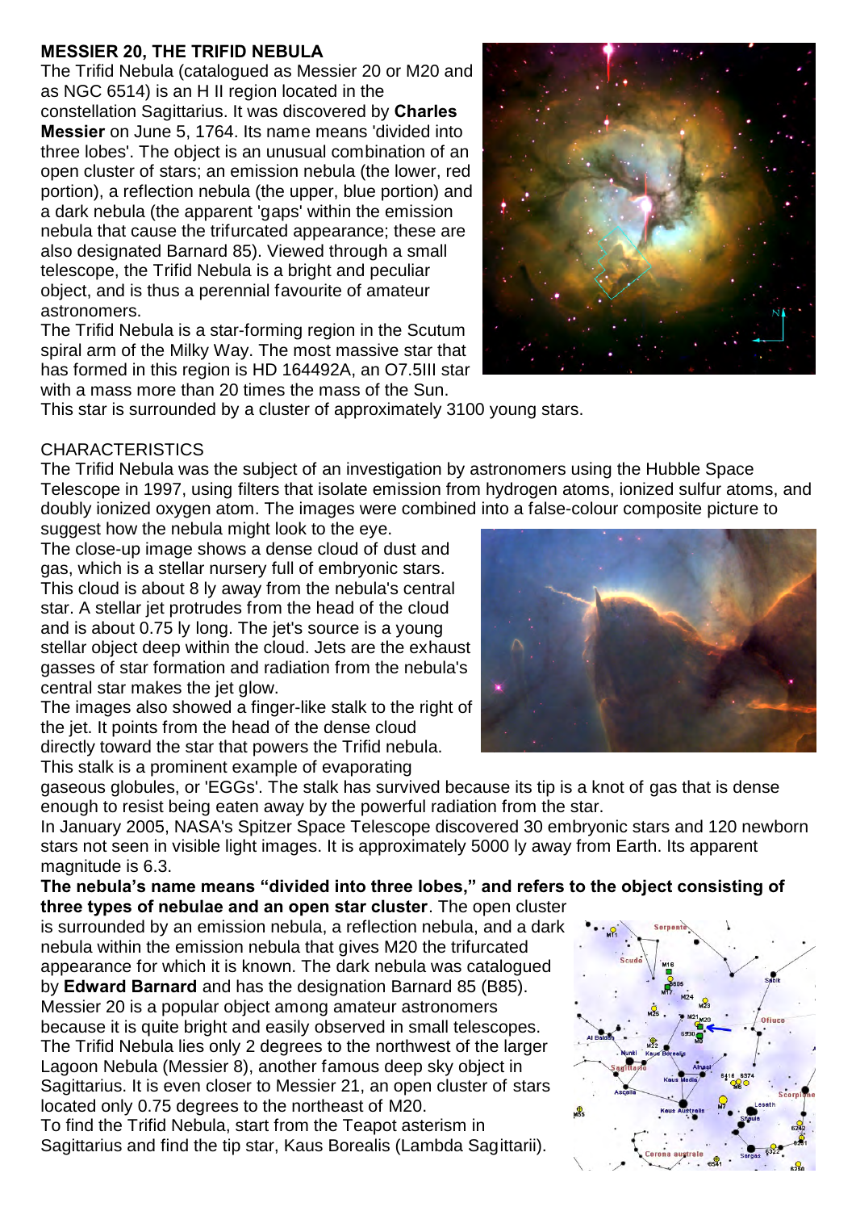## MESSIER 20, THE TRIFID NEBULA

The Trifid Nebula (catalogued as Messier 20 or M20 and as NGC 6514) is an H II region located in the constellation Sagittarius. It was discovered by **Charles Messier** on June 5, 1764. Its name means 'divided into three lobes'. The object is an unusual combination of an open cluster of stars; an emission nebula (the lower, red portion), a reflection nebula (the upper, blue portion) and a dark nebula (the apparent 'gaps' within the emission nebula that cause the trifurcated appearance; these are also designated Barnard 85). Viewed through a small telescope, the Trifid Nebula is a bright and peculiar object, and is thus a perennial favourite of amateur astronomers.

The Trifid Nebula is a star-forming region in the Scutum spiral arm of the Milky Way. The most massive star that has formed in this region is HD 164492A, an O7.5III star with a mass more than 20 times the mass of the Sun. This star is surrounded by a cluster of approximately 3100 young stars.

CHARACTERISTICS

The Trifid Nebula was the subject of an investigation by astronomers using the Hubble Space Telescope in 1997, using filters that isolate emission from hydrogen atoms, ionized sulfur atoms, and doubly ionized oxygen atom. The images were combined into a false-colour composite picture to suggest how the nebula might look to the eye.

The close-up image shows a dense cloud of dust and gas, which is a stellar nursery full of embryonic stars. This cloud is about 8 ly away from the nebula's central star. A stellar jet protrudes from the head of the cloud and is about 0.75 ly long. The jet's source is a young stellar object deep within the cloud. Jets are the exhaust gasses of star formation and radiation from the nebula's central star makes the jet glow.

The images also showed a finger-like stalk to the right of the jet. It points from the head of the dense cloud directly toward the star that powers the Trifid nebula. This stalk is a prominent example of evaporating gaseous globules, or 'EGGs'. The stalk has survived because its tip is a knot of gas that is dense enough to resist being eaten away by the powerful radiation from the star.

In January 2005, NASA's Spitzer Space Telescope discovered 30 embryonic stars and 120 newborn stars not seen in visible light images. It is approximately 5000 ly away from Earth. Its apparent magnitude is 6.3.

**The nebula's name means "divided into three lobes," and refers to the object consisting of three types of nebulae and an open star cluster**. The open cluster is surrounded by an emission nebula, a reflection nebula, and a dark nebula within the emission nebula that gives M20 the trifurcated appearance for which it is known. The dark nebula was catalogued by **Edward Barnard** and has the designation Barnard 85 (B85).

Messier 20 is a popular object among amateur astronomers because it is quite bright and easily observed in small telescopes. The Trifid Nebula lies only 2 degrees to the northwest of the larger Lagoon Nebula (Messier 8), another famous deep sky object in Sagittarius. It is even closer to Messier 21, an open cluster of stars located only 0.75 degrees to the northeast of M20.

To find the Trifid Nebula, start from the Teapot asterism in Sagittarius and find the tip star, Kaus Borealis (Lambda Sagittarii).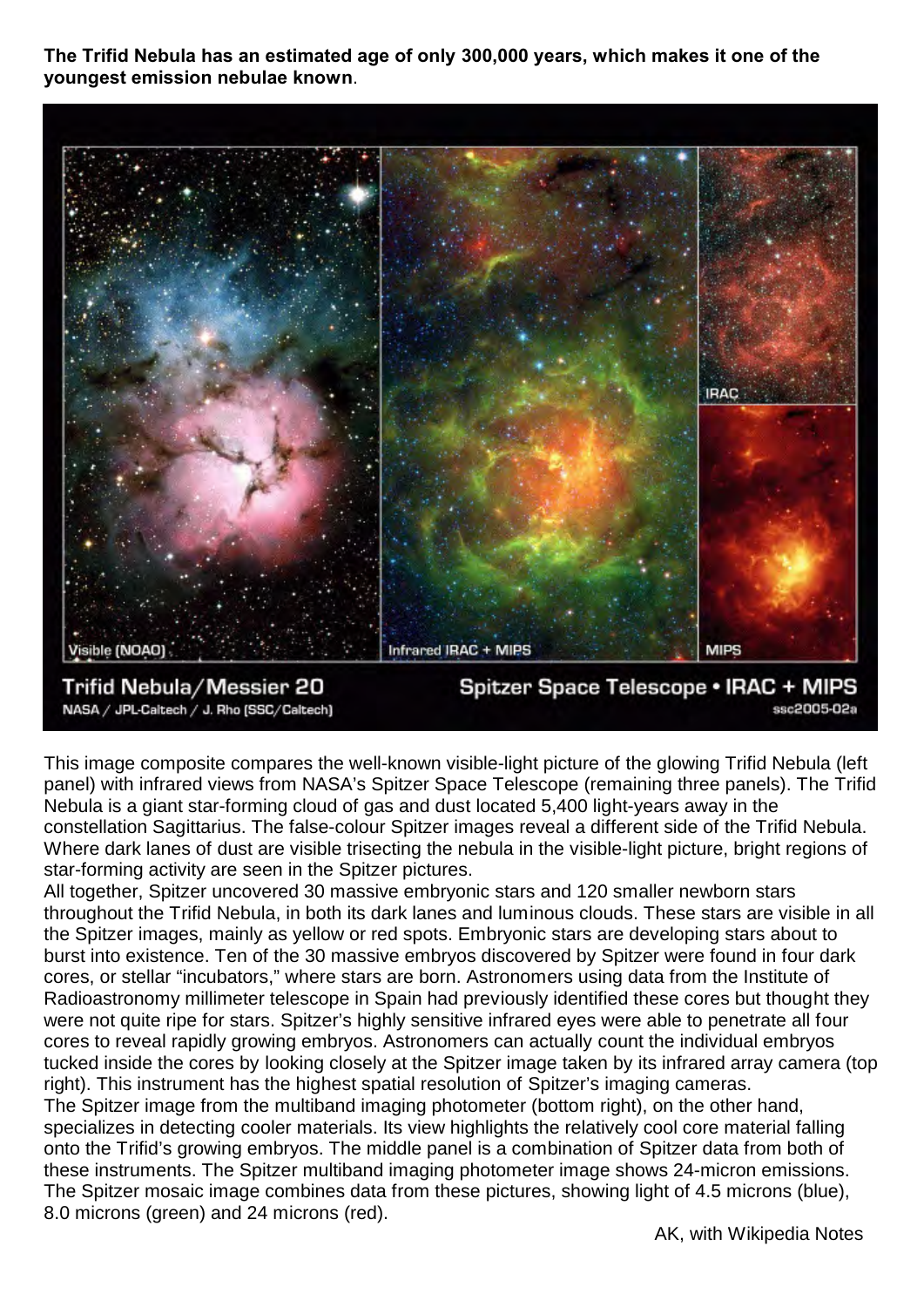**The Trifid Nebula has an estimated age of only 300,000 years, which makes it one of the youngest emission nebulae known**.

Visible (NOAO)
Infrared IRAC + MIPS
IRAC
MIPS
Trifid Nebula/Messier 20
NASA / JPL-Caltech / J. Rho (SSC/Caltech)
Spitzer Space Telescope • IRAC + MIPS
ssc2005-02a

This image composite compares the well-known visible-light picture of the glowing Trifid Nebula (left panel) with infrared views from NASA's Spitzer Space Telescope (remaining three panels). The Trifid Nebula is a giant star-forming cloud of gas and dust located 5,400 light-years away in the constellation Sagittarius. The false-colour Spitzer images reveal a different side of the Trifid Nebula. Where dark lanes of dust are visible trisecting the nebula in the visible-light picture, bright regions of star-forming activity are seen in the Spitzer pictures.

All together, Spitzer uncovered 30 massive embryonic stars and 120 smaller newborn stars throughout the Trifid Nebula, in both its dark lanes and luminous clouds. These stars are visible in all the Spitzer images, mainly as yellow or red spots. Embryonic stars are developing stars about to burst into existence. Ten of the 30 massive embryos discovered by Spitzer were found in four dark cores, or stellar "incubators," where stars are born. Astronomers using data from the Institute of Radioastronomy millimeter telescope in Spain had previously identified these cores but thought they were not quite ripe for stars. Spitzer's highly sensitive infrared eyes were able to penetrate all four cores to reveal rapidly growing embryos. Astronomers can actually count the individual embryos tucked inside the cores by looking closely at the Spitzer image taken by its infrared array camera (top right). This instrument has the highest spatial resolution of Spitzer's imaging cameras.

The Spitzer image from the multiband imaging photometer (bottom right), on the other hand, specializes in detecting cooler materials. Its view highlights the relatively cool core material falling onto the Trifid's growing embryos. The middle panel is a combination of Spitzer data from both of these instruments. The Spitzer multiband imaging photometer image shows 24-micron emissions. The Spitzer mosaic image combines data from these pictures, showing light of 4.5 microns (blue), 8.0 microns (green) and 24 microns (red).

AK, with Wikipedia Notes